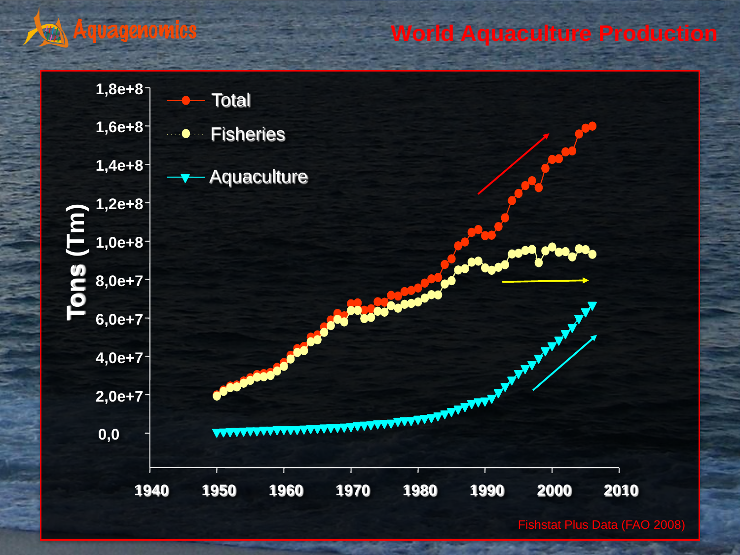# World Aquaculture Production

Aquagenomics

Tons (Tm)

1,8e+8
1,6e+8
1,4e+8
1,2e+8
1,0e+8
8,0e+7
6,0e+7
4,0e+7
2,0e+7
0,0

1940 1950 1960 1970 1980 1990 2000 2010

- Total
- Fisheries
- Aquaculture

Fishstat Plus Data (FAO 2008)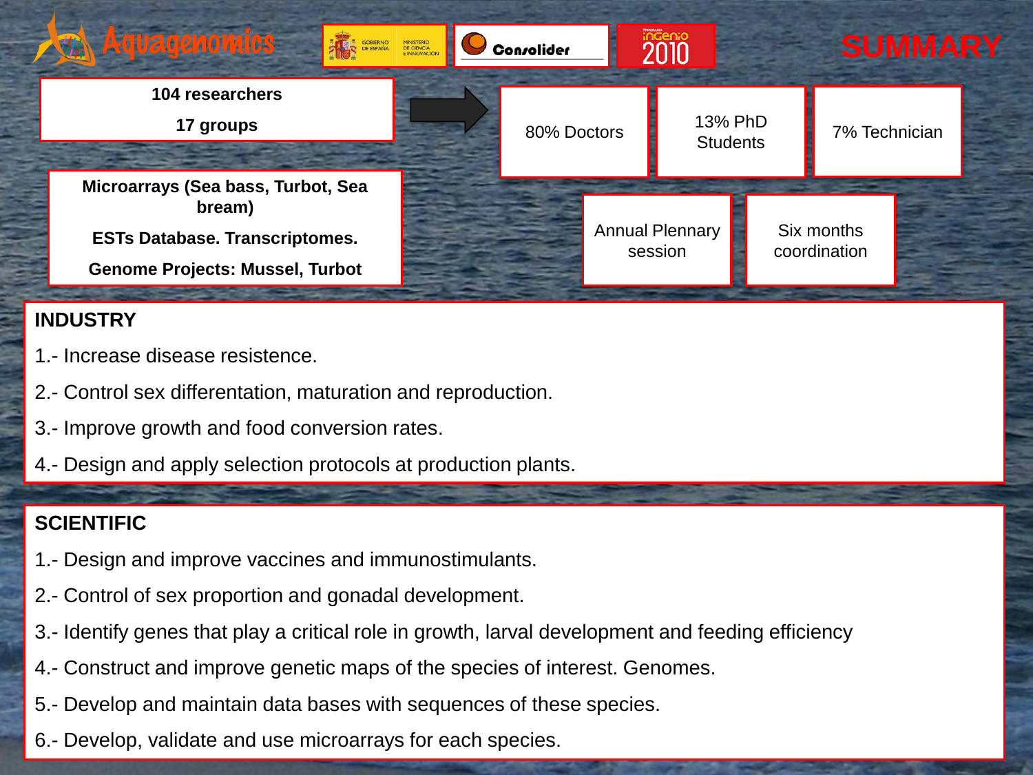# SUMMARY

Aquagenomics

GOBIERNO DE ESPAÑA | MINISTERIO DE CIENCIA E INNOVACIÓN

Consolider

Programa ingenio 2010

**104 researchers**

**17 groups**

80% Doctors

13% PhD Students

7% Technician

**Microarrays (Sea bass, Turbot, Sea bream)**

**ESTs Database. Transcriptomes.**

**Genome Projects: Mussel, Turbot**

Annual Plennary session

Six months coordination

## INDUSTRY

1.- Increase disease resistence.

2.- Control sex differentation, maturation and reproduction.

3.- Improve growth and food conversion rates.

4.- Design and apply selection protocols at production plants.

## SCIENTIFIC

1.- Design and improve vaccines and immunostimulants.

2.- Control of sex proportion and gonadal development.

3.- Identify genes that play a critical role in growth, larval development and feeding efficiency

4.- Construct and improve genetic maps of the species of interest. Genomes.

5.- Develop and maintain data bases with sequences of these species.

6.- Develop, validate and use microarrays for each species.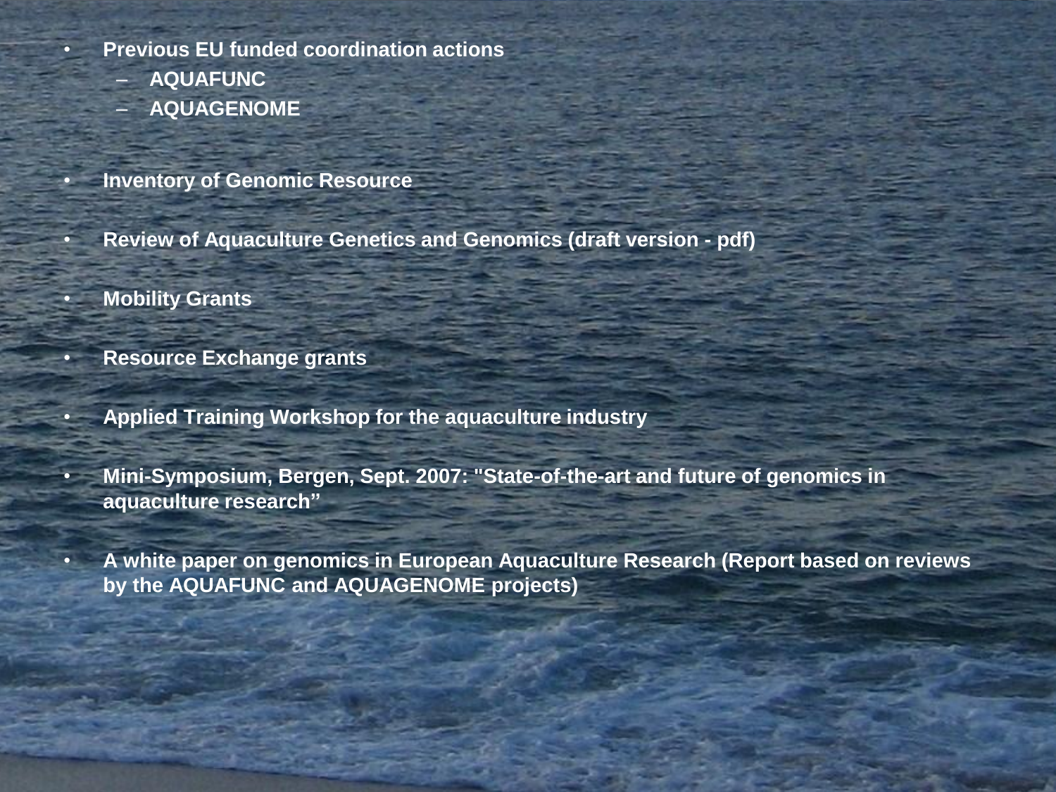- **Previous EU funded coordination actions**
  - **AQUAFUNC**
  - **AQUAGENOME**
- **Inventory of Genomic Resource**
- **Review of Aquaculture Genetics and Genomics (draft version - pdf)**
- **Mobility Grants**
- **Resource Exchange grants**
- **Applied Training Workshop for the aquaculture industry**
- **Mini-Symposium, Bergen, Sept. 2007: "State-of-the-art and future of genomics in aquaculture research"**
- **A white paper on genomics in European Aquaculture Research (Report based on reviews by the AQUAFUNC and AQUAGENOME projects)**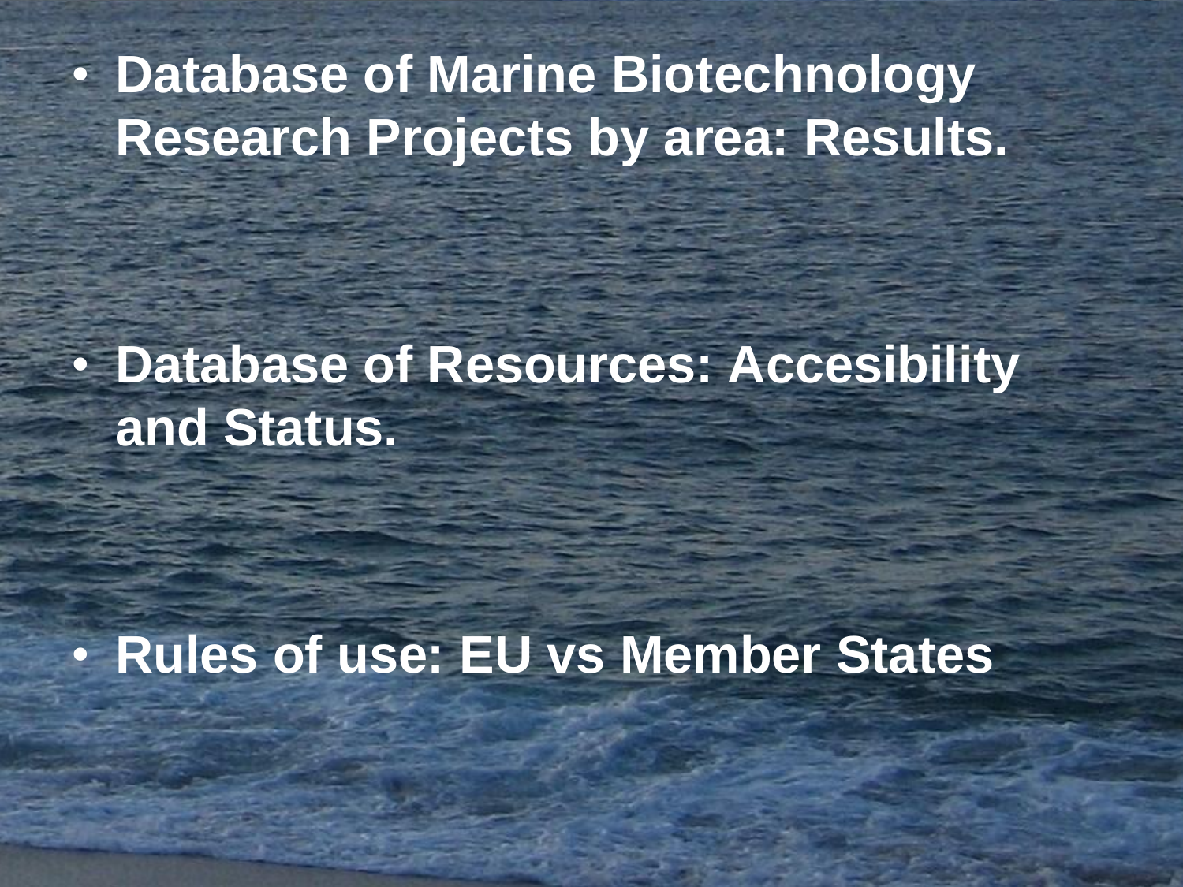- **Database of Marine Biotechnology Research Projects by area: Results.**
- **Database of Resources: Accesibility and Status.**
- **Rules of use: EU vs Member States**